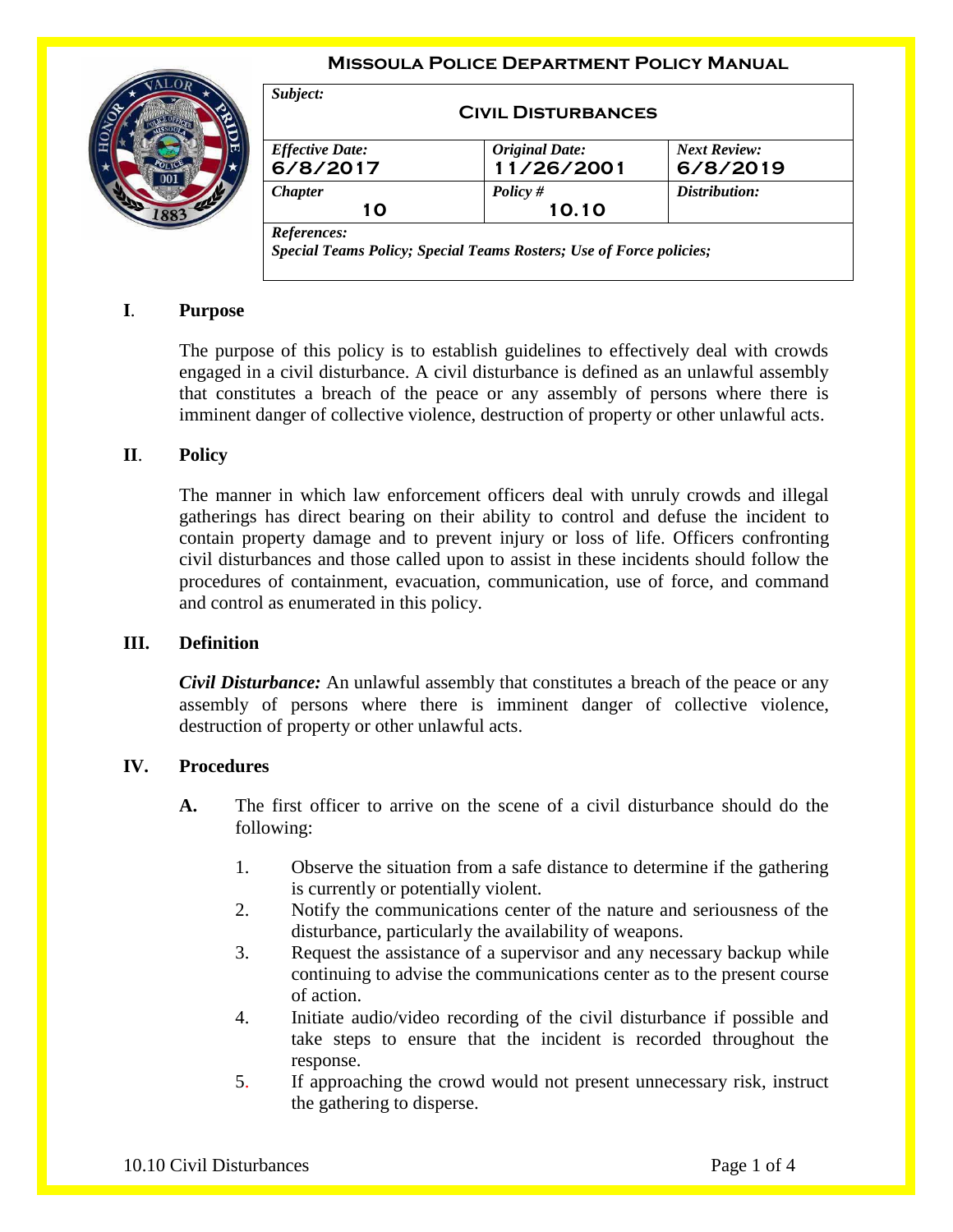# Missoula Police Department Policy Manual

| *Subject:* Civil Disturbances | | |
|---|---|---|
| *Effective Date:* 6/8/2017 | *Original Date:* 11/26/2001 | *Next Review:* 6/8/2019 |
| *Chapter* 10 | *Policy #* 10.10 | *Distribution:* |
| *References:* Special Teams Policy; Special Teams Rosters; Use of Force policies; | | |

## I. Purpose

The purpose of this policy is to establish guidelines to effectively deal with crowds engaged in a civil disturbance. A civil disturbance is defined as an unlawful assembly that constitutes a breach of the peace or any assembly of persons where there is imminent danger of collective violence, destruction of property or other unlawful acts.

## II. Policy

The manner in which law enforcement officers deal with unruly crowds and illegal gatherings has direct bearing on their ability to control and defuse the incident to contain property damage and to prevent injury or loss of life. Officers confronting civil disturbances and those called upon to assist in these incidents should follow the procedures of containment, evacuation, communication, use of force, and command and control as enumerated in this policy.

## III. Definition

***Civil Disturbance:*** An unlawful assembly that constitutes a breach of the peace or any assembly of persons where there is imminent danger of collective violence, destruction of property or other unlawful acts.

## IV. Procedures

**A.** The first officer to arrive on the scene of a civil disturbance should do the following:

1. Observe the situation from a safe distance to determine if the gathering is currently or potentially violent.
2. Notify the communications center of the nature and seriousness of the disturbance, particularly the availability of weapons.
3. Request the assistance of a supervisor and any necessary backup while continuing to advise the communications center as to the present course of action.
4. Initiate audio/video recording of the civil disturbance if possible and take steps to ensure that the incident is recorded throughout the response.
5. If approaching the crowd would not present unnecessary risk, instruct the gathering to disperse.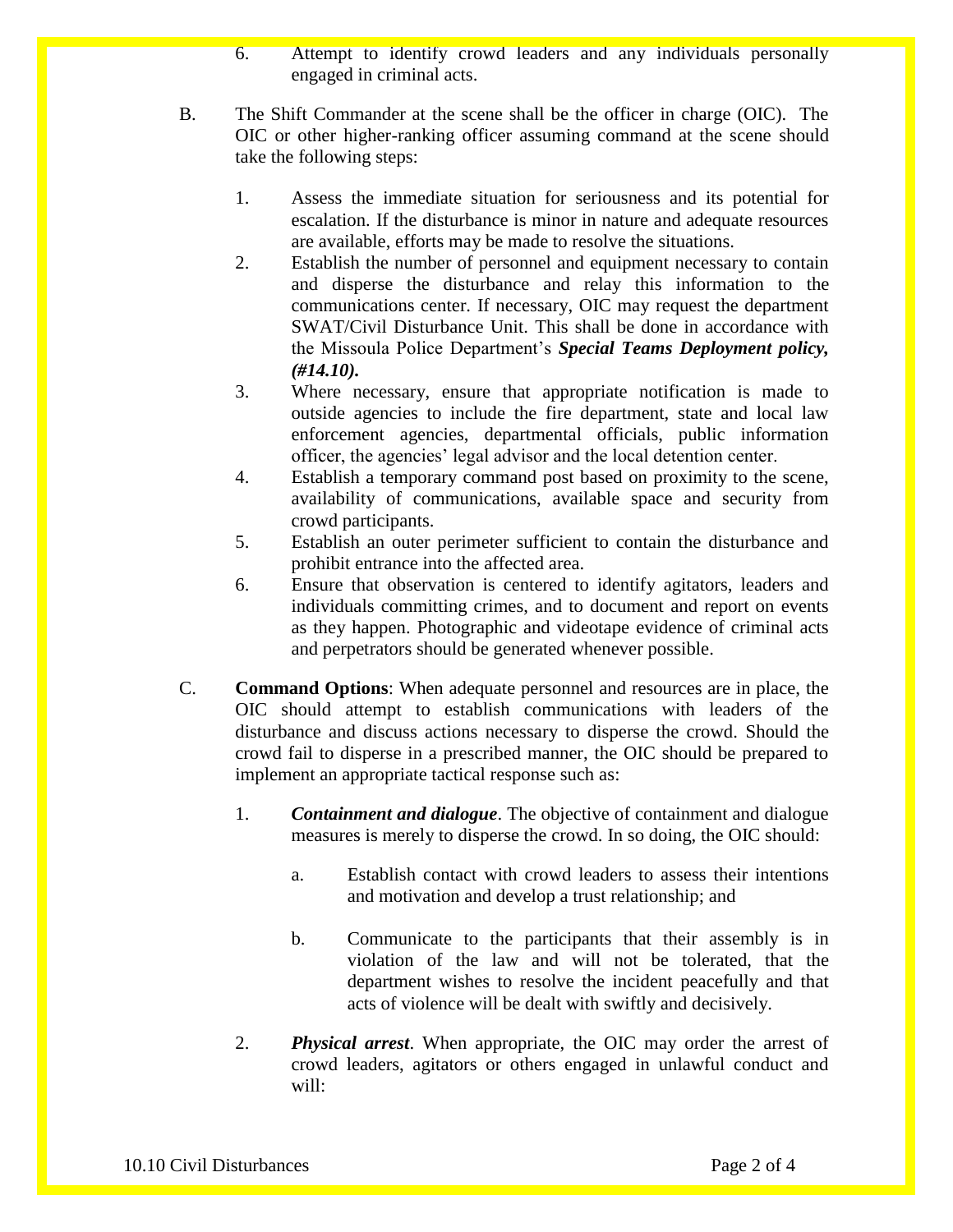6. Attempt to identify crowd leaders and any individuals personally engaged in criminal acts.

B. The Shift Commander at the scene shall be the officer in charge (OIC). The OIC or other higher-ranking officer assuming command at the scene should take the following steps:

1. Assess the immediate situation for seriousness and its potential for escalation. If the disturbance is minor in nature and adequate resources are available, efforts may be made to resolve the situations.
2. Establish the number of personnel and equipment necessary to contain and disperse the disturbance and relay this information to the communications center. If necessary, OIC may request the department SWAT/Civil Disturbance Unit. This shall be done in accordance with the Missoula Police Department's ***Special Teams Deployment policy, (#14.10).***
3. Where necessary, ensure that appropriate notification is made to outside agencies to include the fire department, state and local law enforcement agencies, departmental officials, public information officer, the agencies' legal advisor and the local detention center.
4. Establish a temporary command post based on proximity to the scene, availability of communications, available space and security from crowd participants.
5. Establish an outer perimeter sufficient to contain the disturbance and prohibit entrance into the affected area.
6. Ensure that observation is centered to identify agitators, leaders and individuals committing crimes, and to document and report on events as they happen. Photographic and videotape evidence of criminal acts and perpetrators should be generated whenever possible.

C. **Command Options**: When adequate personnel and resources are in place, the OIC should attempt to establish communications with leaders of the disturbance and discuss actions necessary to disperse the crowd. Should the crowd fail to disperse in a prescribed manner, the OIC should be prepared to implement an appropriate tactical response such as:

1. ***Containment and dialogue***. The objective of containment and dialogue measures is merely to disperse the crowd. In so doing, the OIC should:

   a. Establish contact with crowd leaders to assess their intentions and motivation and develop a trust relationship; and

   b. Communicate to the participants that their assembly is in violation of the law and will not be tolerated, that the department wishes to resolve the incident peacefully and that acts of violence will be dealt with swiftly and decisively.

2. ***Physical arrest***. When appropriate, the OIC may order the arrest of crowd leaders, agitators or others engaged in unlawful conduct and will: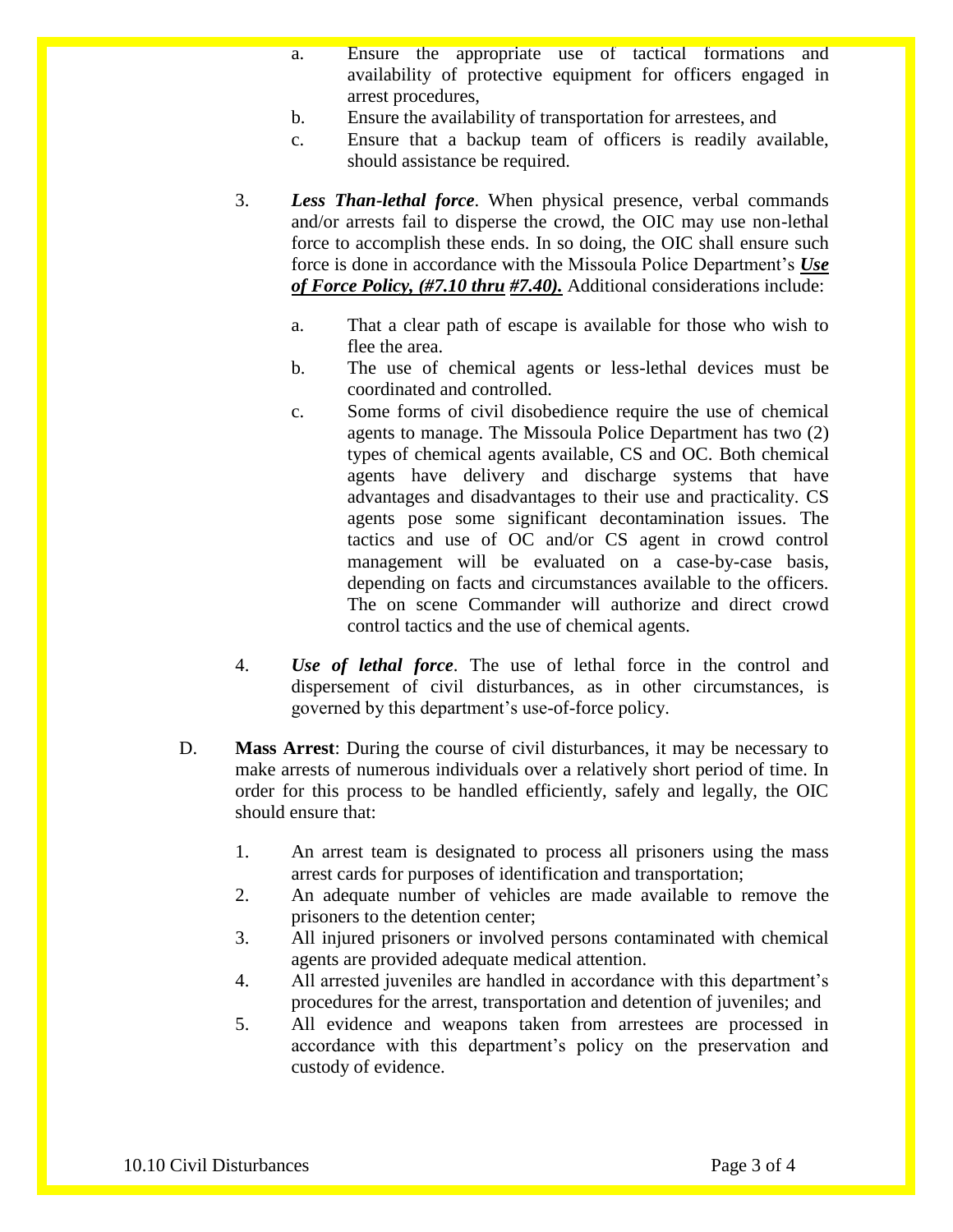a. Ensure the appropriate use of tactical formations and availability of protective equipment for officers engaged in arrest procedures,
b. Ensure the availability of transportation for arrestees, and
c. Ensure that a backup team of officers is readily available, should assistance be required.

3. ***Less Than-lethal force***. When physical presence, verbal commands and/or arrests fail to disperse the crowd, the OIC may use non-lethal force to accomplish these ends. In so doing, the OIC shall ensure such force is done in accordance with the Missoula Police Department's ***Use of Force Policy, (#7.10 thru #7.40).*** Additional considerations include:

   a. That a clear path of escape is available for those who wish to flee the area.
   b. The use of chemical agents or less-lethal devices must be coordinated and controlled.
   c. Some forms of civil disobedience require the use of chemical agents to manage. The Missoula Police Department has two (2) types of chemical agents available, CS and OC. Both chemical agents have delivery and discharge systems that have advantages and disadvantages to their use and practicality. CS agents pose some significant decontamination issues. The tactics and use of OC and/or CS agent in crowd control management will be evaluated on a case-by-case basis, depending on facts and circumstances available to the officers. The on scene Commander will authorize and direct crowd control tactics and the use of chemical agents.

4. ***Use of lethal force***. The use of lethal force in the control and dispersement of civil disturbances, as in other circumstances, is governed by this department's use-of-force policy.

D. **Mass Arrest**: During the course of civil disturbances, it may be necessary to make arrests of numerous individuals over a relatively short period of time. In order for this process to be handled efficiently, safely and legally, the OIC should ensure that:

   1. An arrest team is designated to process all prisoners using the mass arrest cards for purposes of identification and transportation;
   2. An adequate number of vehicles are made available to remove the prisoners to the detention center;
   3. All injured prisoners or involved persons contaminated with chemical agents are provided adequate medical attention.
   4. All arrested juveniles are handled in accordance with this department's procedures for the arrest, transportation and detention of juveniles; and
   5. All evidence and weapons taken from arrestees are processed in accordance with this department's policy on the preservation and custody of evidence.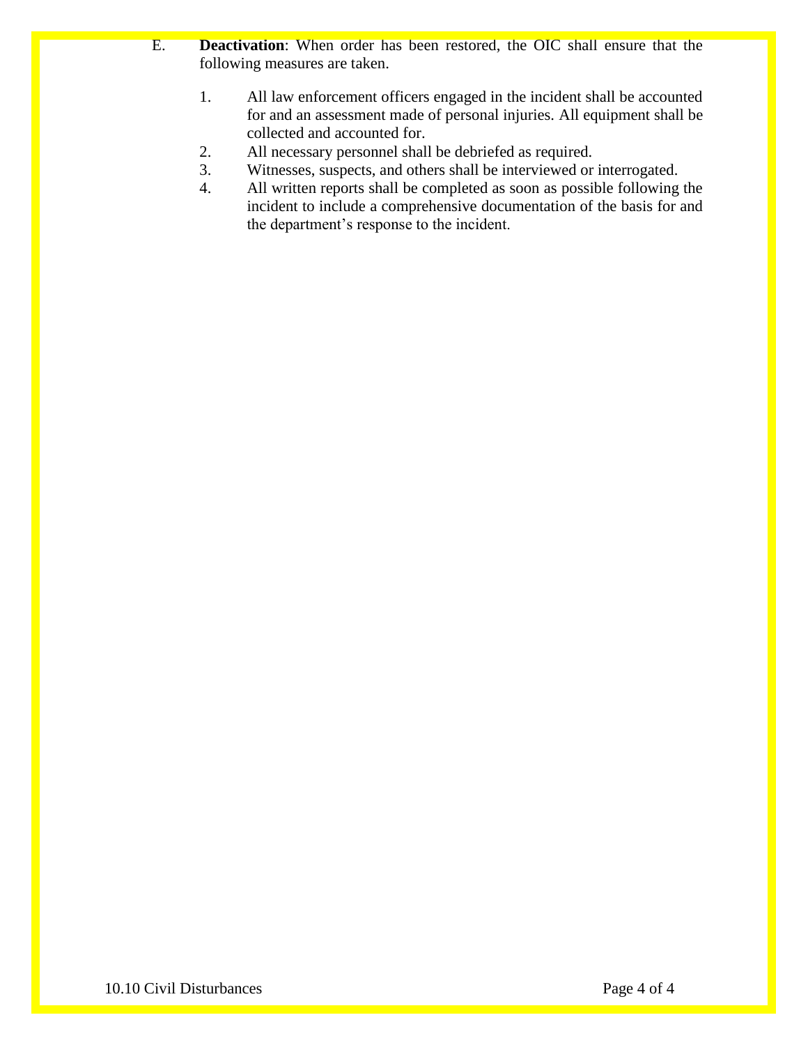E. **Deactivation**: When order has been restored, the OIC shall ensure that the following measures are taken.

1. All law enforcement officers engaged in the incident shall be accounted for and an assessment made of personal injuries. All equipment shall be collected and accounted for.
2. All necessary personnel shall be debriefed as required.
3. Witnesses, suspects, and others shall be interviewed or interrogated.
4. All written reports shall be completed as soon as possible following the incident to include a comprehensive documentation of the basis for and the department's response to the incident.